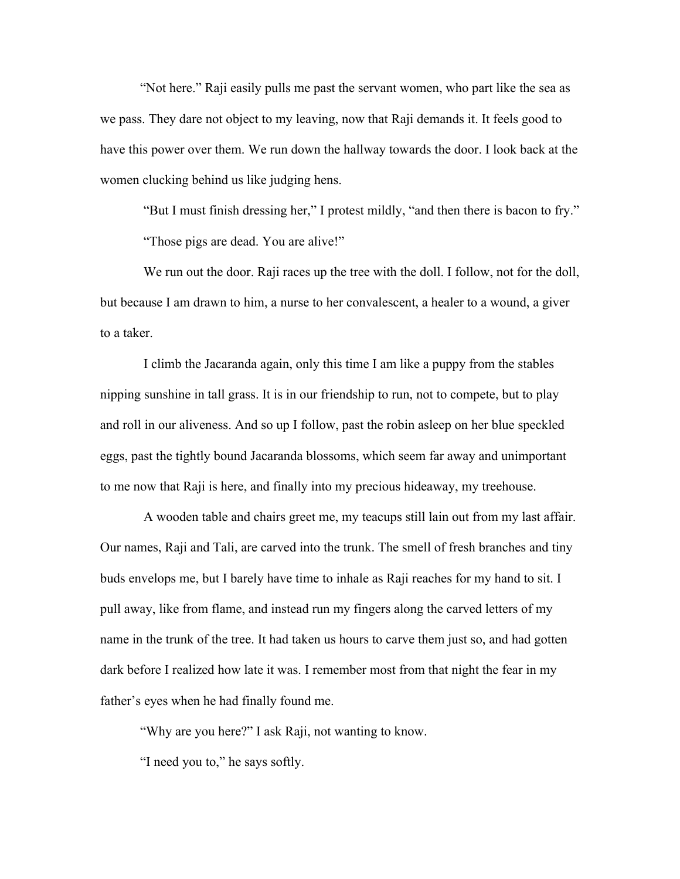"Not here." Raji easily pulls me past the servant women, who part like the sea as we pass. They dare not object to my leaving, now that Raji demands it. It feels good to have this power over them. We run down the hallway towards the door. I look back at the women clucking behind us like judging hens.

"But I must finish dressing her," I protest mildly, "and then there is bacon to fry."

"Those pigs are dead. You are alive!"

We run out the door. Raji races up the tree with the doll. I follow, not for the doll, but because I am drawn to him, a nurse to her convalescent, a healer to a wound, a giver to a taker.

I climb the Jacaranda again, only this time I am like a puppy from the stables nipping sunshine in tall grass. It is in our friendship to run, not to compete, but to play and roll in our aliveness. And so up I follow, past the robin asleep on her blue speckled eggs, past the tightly bound Jacaranda blossoms, which seem far away and unimportant to me now that Raji is here, and finally into my precious hideaway, my treehouse.

A wooden table and chairs greet me, my teacups still lain out from my last affair. Our names, Raji and Tali, are carved into the trunk. The smell of fresh branches and tiny buds envelops me, but I barely have time to inhale as Raji reaches for my hand to sit. I pull away, like from flame, and instead run my fingers along the carved letters of my name in the trunk of the tree. It had taken us hours to carve them just so, and had gotten dark before I realized how late it was. I remember most from that night the fear in my father's eyes when he had finally found me.

"Why are you here?" I ask Raji, not wanting to know.

"I need you to," he says softly.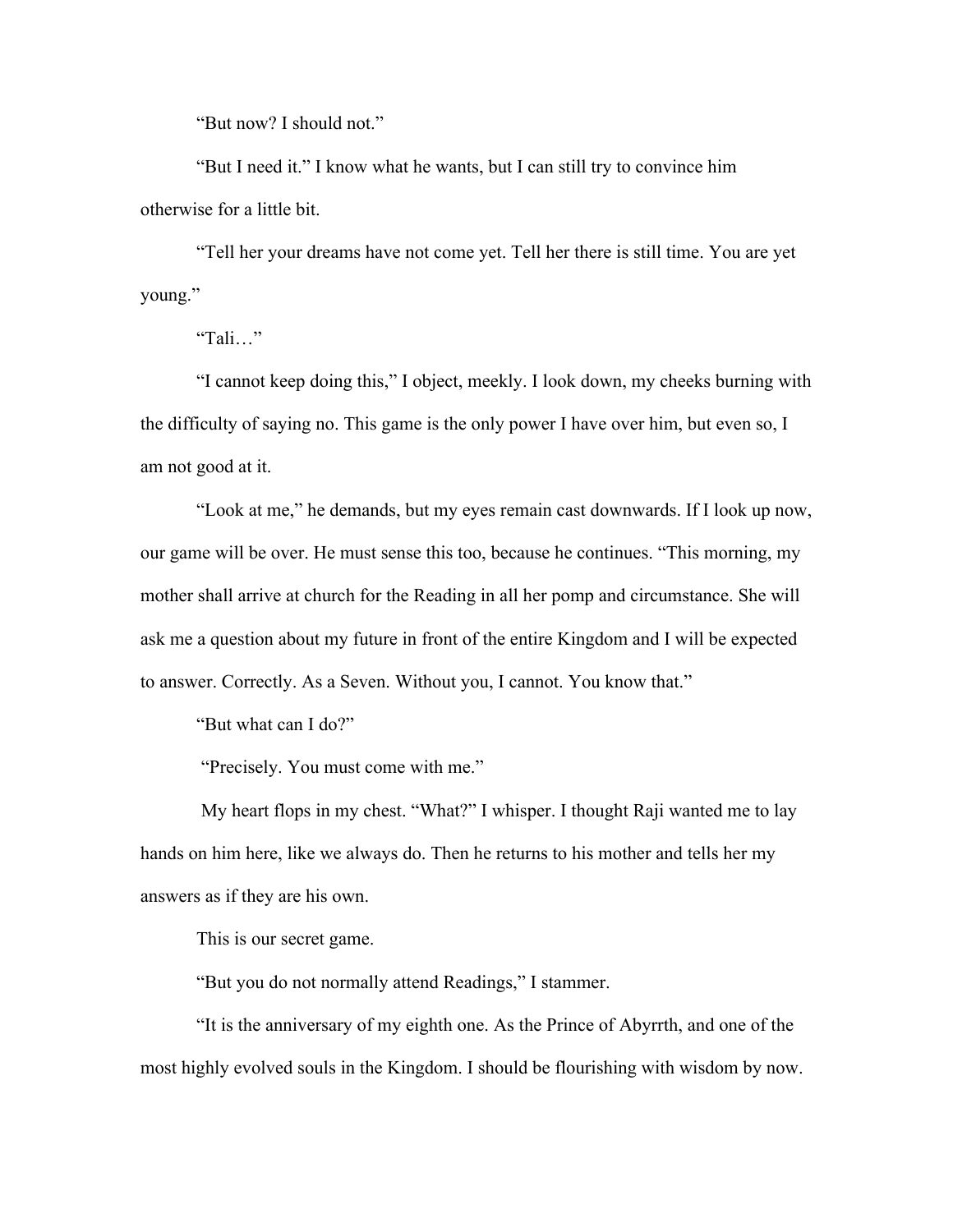"But now? I should not."

"But I need it." I know what he wants, but I can still try to convince him otherwise for a little bit.

"Tell her your dreams have not come yet. Tell her there is still time. You are yet young."

"Tali…"

"I cannot keep doing this," I object, meekly. I look down, my cheeks burning with the difficulty of saying no. This game is the only power I have over him, but even so, I am not good at it.

"Look at me," he demands, but my eyes remain cast downwards. If I look up now, our game will be over. He must sense this too, because he continues. "This morning, my mother shall arrive at church for the Reading in all her pomp and circumstance. She will ask me a question about my future in front of the entire Kingdom and I will be expected to answer. Correctly. As a Seven. Without you, I cannot. You know that."

"But what can I do?"

"Precisely. You must come with me."

My heart flops in my chest. "What?" I whisper. I thought Raji wanted me to lay hands on him here, like we always do. Then he returns to his mother and tells her my answers as if they are his own.

This is our secret game.

"But you do not normally attend Readings," I stammer.

"It is the anniversary of my eighth one. As the Prince of Abyrrth, and one of the most highly evolved souls in the Kingdom. I should be flourishing with wisdom by now.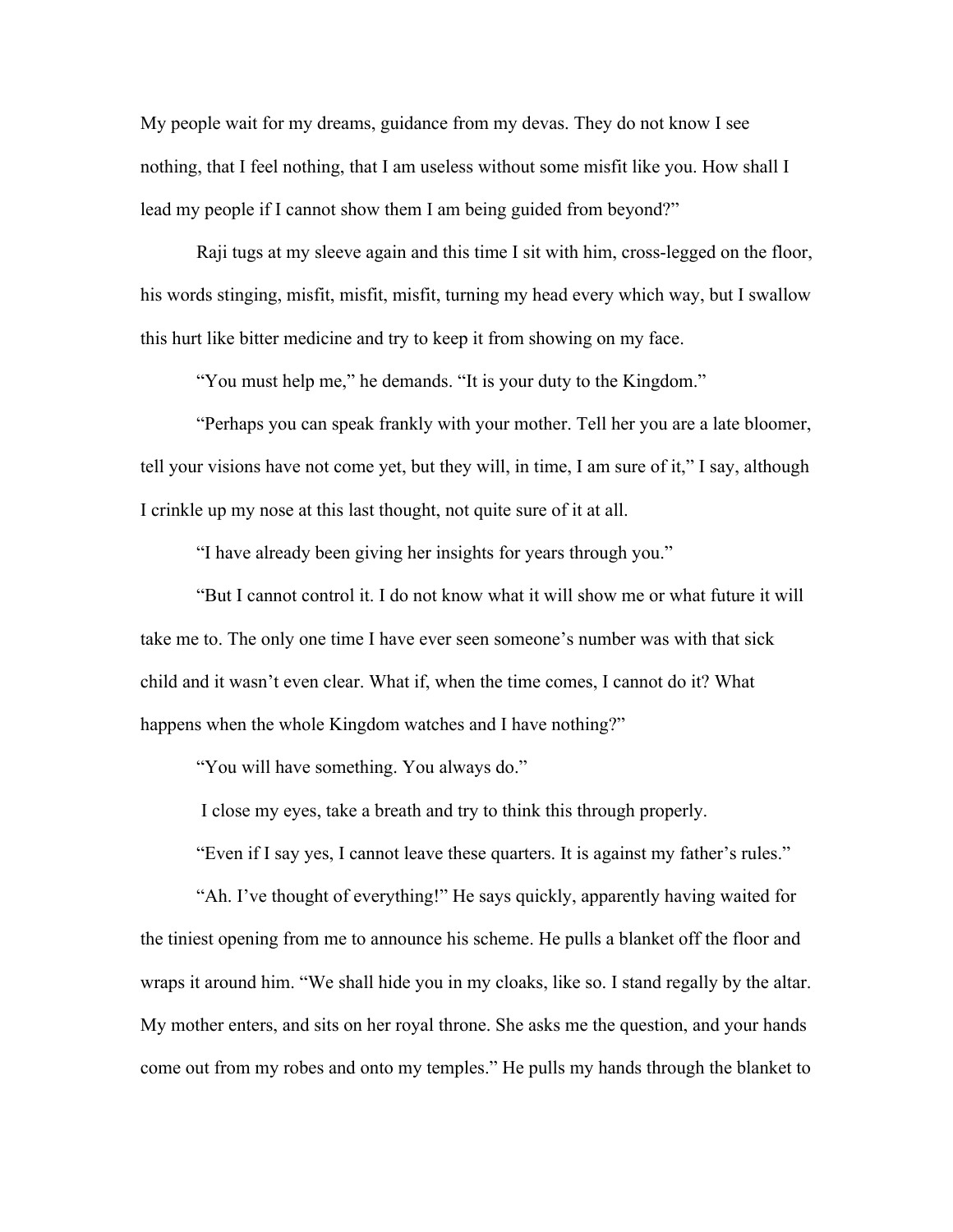My people wait for my dreams, guidance from my devas. They do not know I see nothing, that I feel nothing, that I am useless without some misfit like you. How shall I lead my people if I cannot show them I am being guided from beyond?"

Raji tugs at my sleeve again and this time I sit with him, cross-legged on the floor, his words stinging, misfit, misfit, misfit, turning my head every which way, but I swallow this hurt like bitter medicine and try to keep it from showing on my face.

"You must help me," he demands. "It is your duty to the Kingdom."

"Perhaps you can speak frankly with your mother. Tell her you are a late bloomer, tell your visions have not come yet, but they will, in time, I am sure of it," I say, although I crinkle up my nose at this last thought, not quite sure of it at all.

"I have already been giving her insights for years through you."

"But I cannot control it. I do not know what it will show me or what future it will take me to. The only one time I have ever seen someone's number was with that sick child and it wasn't even clear. What if, when the time comes, I cannot do it? What happens when the whole Kingdom watches and I have nothing?"

"You will have something. You always do."

I close my eyes, take a breath and try to think this through properly.

"Even if I say yes, I cannot leave these quarters. It is against my father's rules."

"Ah. I've thought of everything!" He says quickly, apparently having waited for the tiniest opening from me to announce his scheme. He pulls a blanket off the floor and wraps it around him. "We shall hide you in my cloaks, like so. I stand regally by the altar. My mother enters, and sits on her royal throne. She asks me the question, and your hands come out from my robes and onto my temples." He pulls my hands through the blanket to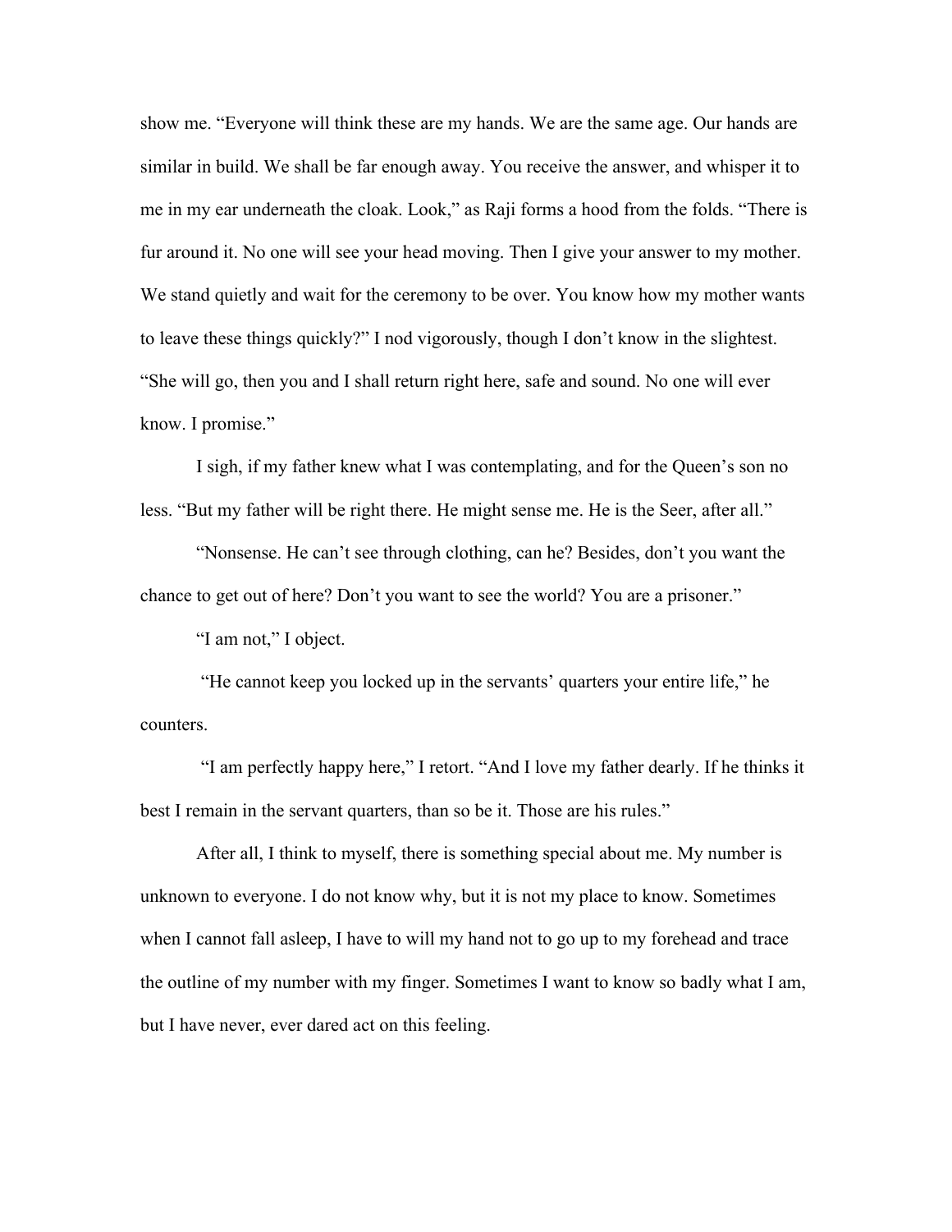show me. “Everyone will think these are my hands. We are the same age. Our hands are similar in build. We shall be far enough away. You receive the answer, and whisper it to me in my ear underneath the cloak. Look,” as Raji forms a hood from the folds. “There is fur around it. No one will see your head moving. Then I give your answer to my mother. We stand quietly and wait for the ceremony to be over. You know how my mother wants to leave these things quickly?” I nod vigorously, though I don’t know in the slightest. “She will go, then you and I shall return right here, safe and sound. No one will ever know. I promise.”

I sigh, if my father knew what I was contemplating, and for the Queen’s son no less. “But my father will be right there. He might sense me. He is the Seer, after all.”

“Nonsense. He can’t see through clothing, can he? Besides, don’t you want the chance to get out of here? Don’t you want to see the world? You are a prisoner.”

“I am not,” I object.

“He cannot keep you locked up in the servants’ quarters your entire life,” he counters.

“I am perfectly happy here,” I retort. “And I love my father dearly. If he thinks it best I remain in the servant quarters, than so be it. Those are his rules.”

After all, I think to myself, there is something special about me. My number is unknown to everyone. I do not know why, but it is not my place to know. Sometimes when I cannot fall asleep, I have to will my hand not to go up to my forehead and trace the outline of my number with my finger. Sometimes I want to know so badly what I am, but I have never, ever dared act on this feeling.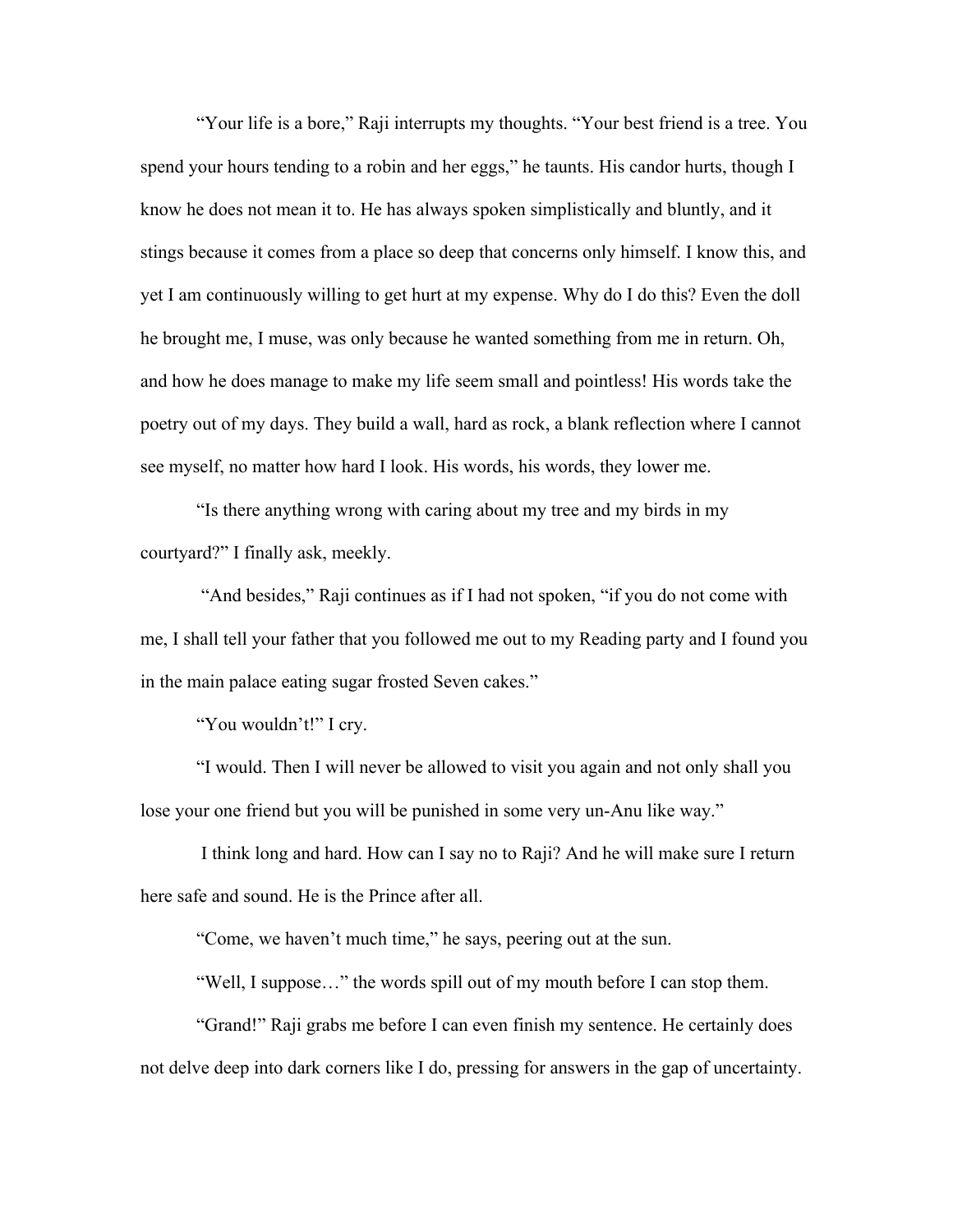"Your life is a bore," Raji interrupts my thoughts. "Your best friend is a tree. You spend your hours tending to a robin and her eggs," he taunts. His candor hurts, though I know he does not mean it to. He has always spoken simplistically and bluntly, and it stings because it comes from a place so deep that concerns only himself. I know this, and yet I am continuously willing to get hurt at my expense. Why do I do this? Even the doll he brought me, I muse, was only because he wanted something from me in return. Oh, and how he does manage to make my life seem small and pointless! His words take the poetry out of my days. They build a wall, hard as rock, a blank reflection where I cannot see myself, no matter how hard I look. His words, his words, they lower me.

"Is there anything wrong with caring about my tree and my birds in my courtyard?" I finally ask, meekly.

"And besides," Raji continues as if I had not spoken, "if you do not come with me, I shall tell your father that you followed me out to my Reading party and I found you in the main palace eating sugar frosted Seven cakes."

"You wouldn't!" I cry.

"I would. Then I will never be allowed to visit you again and not only shall you lose your one friend but you will be punished in some very un-Anu like way."

I think long and hard. How can I say no to Raji? And he will make sure I return here safe and sound. He is the Prince after all.

"Come, we haven't much time," he says, peering out at the sun.

"Well, I suppose…" the words spill out of my mouth before I can stop them.

"Grand!" Raji grabs me before I can even finish my sentence. He certainly does not delve deep into dark corners like I do, pressing for answers in the gap of uncertainty.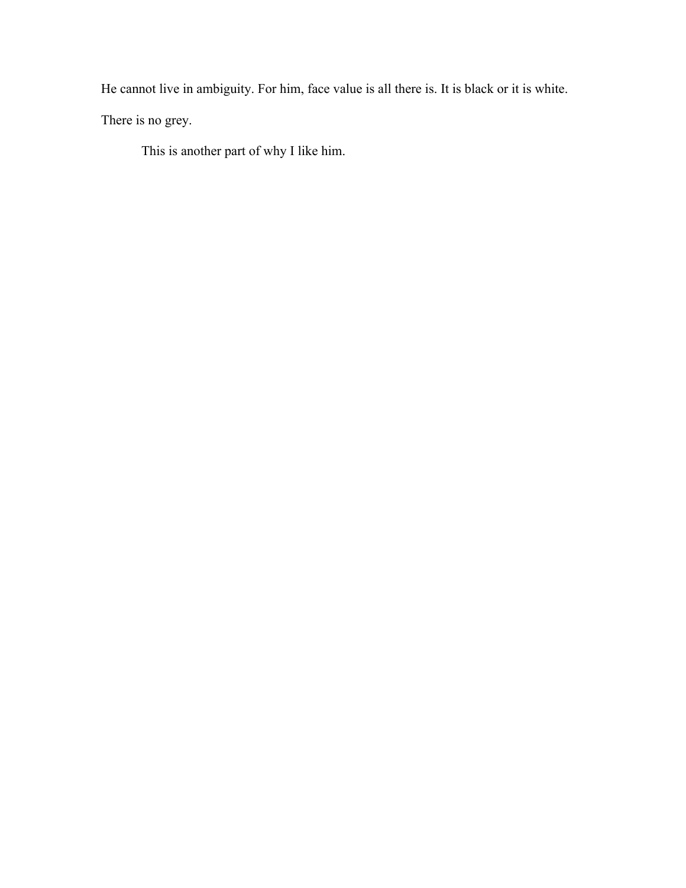He cannot live in ambiguity. For him, face value is all there is. It is black or it is white.

There is no grey.

This is another part of why I like him.